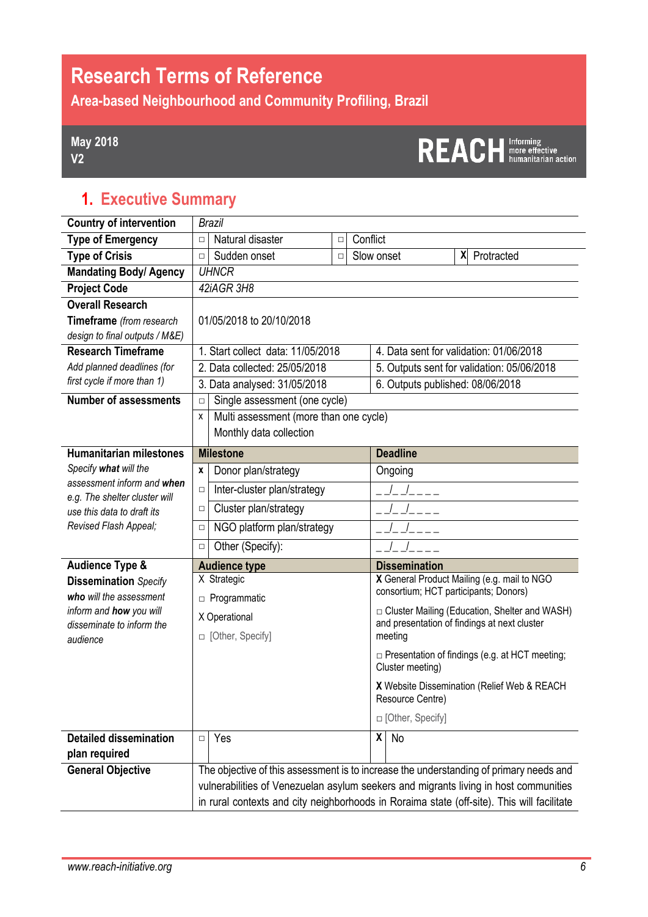# Research Terms of Reference

## Area-based Neighbourhood and Community Profiling, Brazil

**May 2018**
**V2**

REACH Informing more effective humanitarian action

## 1. Executive Summary

| | | | | |
|---|---|---|---|---|
| **Country of intervention** | *Brazil* | | | |
| **Type of Emergency** | □ Natural disaster | □ Conflict | | |
| **Type of Crisis** | □ Sudden onset | □ Slow onset | X Protracted | |
| **Mandating Body/ Agency** | *UHNCR* | | | |
| **Project Code** | *42iAGR 3H8* | | | |
| **Overall Research Timeframe** *(from research design to final outputs / M&E)* | 01/05/2018 to 20/10/2018 | | | |
| **Research Timeframe** *Add planned deadlines (for first cycle if more than 1)* | 1. Start collect data: 11/05/2018 | 4. Data sent for validation: 01/06/2018 | | |
| | 2. Data collected: 25/05/2018 | 5. Outputs sent for validation: 05/06/2018 | | |
| | 3. Data analysed: 31/05/2018 | 6. Outputs published: 08/06/2018 | | |
| **Number of assessments** | □ Single assessment (one cycle) | | | |
| | x Multi assessment (more than one cycle) Monthly data collection | | | |
| **Humanitarian milestones** *Specify **what** will the assessment inform and **when** e.g. The shelter cluster will use this data to draft its Revised Flash Appeal;* | **Milestone** | **Deadline** | | |
| | x Donor plan/strategy | Ongoing | | |
| | □ Inter-cluster plan/strategy | _ _/_ _/_ _ _ _ | | |
| | □ Cluster plan/strategy | _ _/_ _/_ _ _ _ | | |
| | □ NGO platform plan/strategy | _ _/_ _/_ _ _ _ | | |
| | □ Other (Specify): | _ _/_ _/_ _ _ _ | | |
| **Audience Type & Dissemination** *Specify **who** will the assessment inform and **how** you will disseminate to inform the audience* | **Audience type** | **Dissemination** | | |
| | X Strategic | **X** General Product Mailing (e.g. mail to NGO consortium; HCT participants; Donors) | | |
| | □ Programmatic | □ Cluster Mailing (Education, Shelter and WASH) and presentation of findings at next cluster meeting | | |
| | X Operational | □ Presentation of findings (e.g. at HCT meeting; Cluster meeting) | | |
| | □ [Other, Specify] | **X** Website Dissemination (Relief Web & REACH Resource Centre) | | |
| | | □ [Other, Specify] | | |
| **Detailed dissemination plan required** | □ Yes | X No | | |
| **General Objective** | The objective of this assessment is to increase the understanding of primary needs and vulnerabilities of Venezuelan asylum seekers and migrants living in host communities in rural contexts and city neighborhoods in Roraima state (off-site). This will facilitate | | | |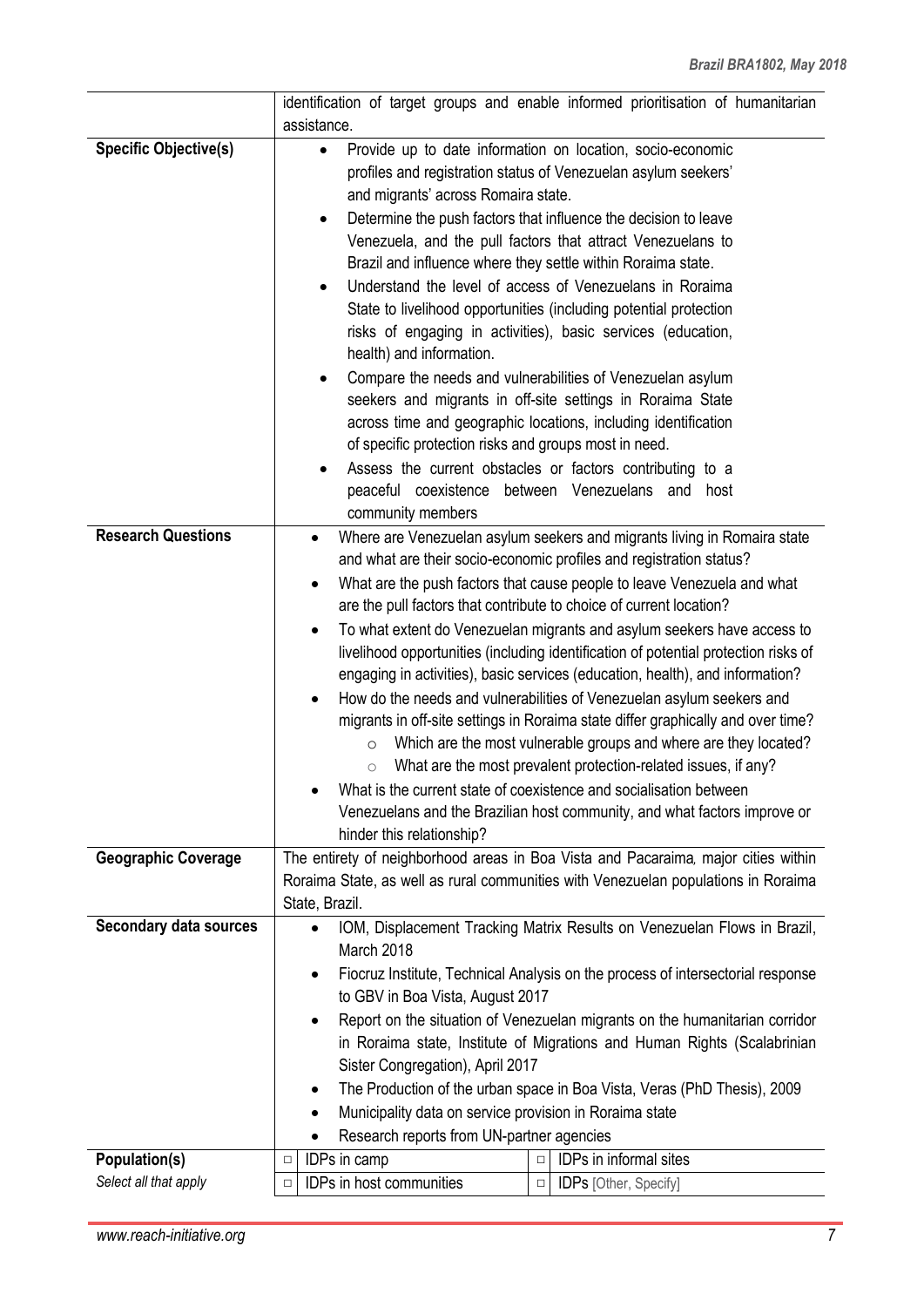| | |
|---|---|
| | identification of target groups and enable informed prioritisation of humanitarian assistance. |
| **Specific Objective(s)** | • Provide up to date information on location, socio-economic profiles and registration status of Venezuelan asylum seekers' and migrants' across Romaira state.<br>• Determine the push factors that influence the decision to leave Venezuela, and the pull factors that attract Venezuelans to Brazil and influence where they settle within Roraima state.<br>• Understand the level of access of Venezuelans in Roraima State to livelihood opportunities (including potential protection risks of engaging in activities), basic services (education, health) and information.<br>• Compare the needs and vulnerabilities of Venezuelan asylum seekers and migrants in off-site settings in Roraima State across time and geographic locations, including identification of specific protection risks and groups most in need.<br>• Assess the current obstacles or factors contributing to a peaceful coexistence between Venezuelans and host community members |
| **Research Questions** | • Where are Venezuelan asylum seekers and migrants living in Romaira state and what are their socio-economic profiles and registration status?<br>• What are the push factors that cause people to leave Venezuela and what are the pull factors that contribute to choice of current location?<br>• To what extent do Venezuelan migrants and asylum seekers have access to livelihood opportunities (including identification of potential protection risks of engaging in activities), basic services (education, health), and information?<br>• How do the needs and vulnerabilities of Venezuelan asylum seekers and migrants in off-site settings in Roraima state differ graphically and over time?<br>&nbsp;&nbsp;&nbsp;&nbsp;○ Which are the most vulnerable groups and where are they located?<br>&nbsp;&nbsp;&nbsp;&nbsp;○ What are the most prevalent protection-related issues, if any?<br>• What is the current state of coexistence and socialisation between Venezuelans and the Brazilian host community, and what factors improve or hinder this relationship? |
| **Geographic Coverage** | The entirety of neighborhood areas in Boa Vista and Pacaraima*,* major cities within Roraima State, as well as rural communities with Venezuelan populations in Roraima State, Brazil. |
| **Secondary data sources** | • IOM, Displacement Tracking Matrix Results on Venezuelan Flows in Brazil, March 2018<br>• Fiocruz Institute, Technical Analysis on the process of intersectorial response to GBV in Boa Vista, August 2017<br>• Report on the situation of Venezuelan migrants on the humanitarian corridor in Roraima state, Institute of Migrations and Human Rights (Scalabrinian Sister Congregation), April 2017<br>• The Production of the urban space in Boa Vista, Veras (PhD Thesis), 2009<br>• Municipality data on service provision in Roraima state<br>• Research reports from UN-partner agencies |
| **Population(s)**<br>*Select all that apply* | ☐ IDPs in camp &nbsp;&nbsp; ☐ IDPs in informal sites<br>☐ IDPs in host communities &nbsp;&nbsp; ☐ IDPs [Other, Specify] |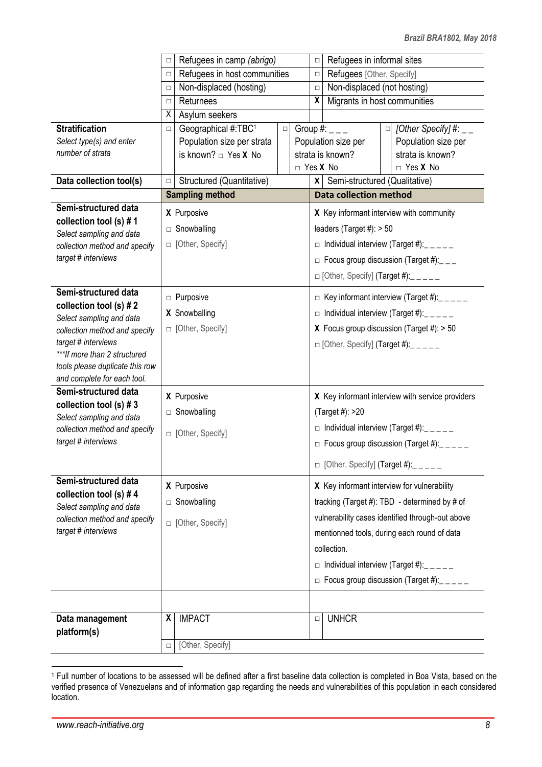| | | |
|---|---|---|
| | □ Refugees in camp *(abrigo)* | □ Refugees in informal sites |
| | □ Refugees in host communities | □ Refugees [Other, Specify] |
| | □ Non-displaced (hosting) | □ Non-displaced (not hosting) |
| | □ Returnees | X Migrants in host communities |
| | X Asylum seekers | |
| **Stratification** *Select type(s) and enter number of strata* | □ Geographical #:TBC[1] Population size per strata is known? □ Yes **X** No | □ Group #: _ _ _ Population size per strata is known? □ Yes **X** No / □ *[Other Specify]* #: _ _ Population size per strata is known? □ Yes **X** No |
| **Data collection tool(s)** | □ Structured (Quantitative) | **X** Semi-structured (Qualitative) |
| | **Sampling method** | **Data collection method** |
| **Semi-structured data collection tool (s) # 1** *Select sampling and data collection method and specify target # interviews* | **X** Purposive<br>□ Snowballing<br>□ [Other, Specify] | **X** Key informant interview with community leaders (Target #): > 50<br>□ Individual interview (Target #):_ _ _ _ _<br>□ Focus group discussion (Target #):_ _ _<br>□ [Other, Specify] (Target #):_ _ _ _ _ |
| **Semi-structured data collection tool (s) # 2** *Select sampling and data collection method and specify target # interviews* *\*\*\*If more than 2 structured tools please duplicate this row and complete for each tool.* | □ Purposive<br>**X** Snowballing<br>□ [Other, Specify] | □ Key informant interview (Target #):_ _ _ _ _<br>□ Individual interview (Target #):_ _ _ _ _<br>**X** Focus group discussion (Target #): > 50<br>□ [Other, Specify] (Target #):_ _ _ _ _ |
| **Semi-structured data collection tool (s) # 3** *Select sampling and data collection method and specify target # interviews* | **X** Purposive<br>□ Snowballing<br>□ [Other, Specify] | **X** Key informant interview with service providers (Target #): >20<br>□ Individual interview (Target #):_ _ _ _ _<br>□ Focus group discussion (Target #):_ _ _ _ _<br>□ [Other, Specify] (Target #):_ _ _ _ _ |
| **Semi-structured data collection tool (s) # 4** *Select sampling and data collection method and specify target # interviews* | **X** Purposive<br>□ Snowballing<br>□ [Other, Specify] | **X** Key informant interview for vulnerability tracking (Target #): TBD - determined by # of vulnerability cases identified through-out above mentionned tools, during each round of data collection.<br>□ Individual interview (Target #):_ _ _ _ _<br>□ Focus group discussion (Target #):_ _ _ _ _ |
| | | |
| **Data management platform(s)** | **X** IMPACT<br>□ [Other, Specify] | □ UNHCR |

[1] Full number of locations to be assessed will be defined after a first baseline data collection is completed in Boa Vista, based on the verified presence of Venezuelans and of information gap regarding the needs and vulnerabilities of this population in each considered location.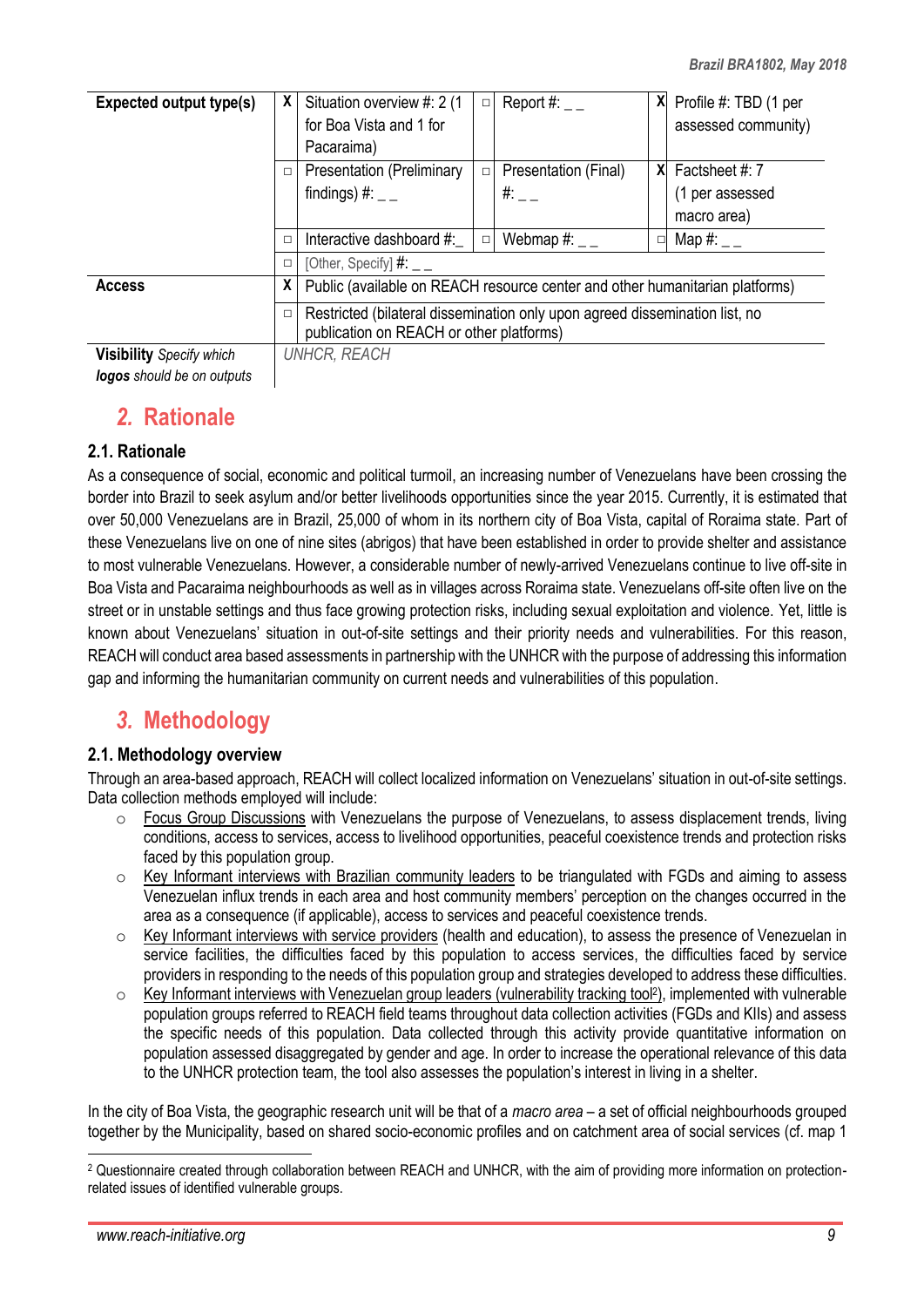| Expected output type(s) | X | Situation overview #: 2 (1 for Boa Vista and 1 for Pacaraima) | □ | Report #: _ _ | X | Profile #: TBD (1 per assessed community) |
|---|---|---|---|---|---|---|
| | □ | Presentation (Preliminary findings) #: _ _ | □ | Presentation (Final) #: _ _ | X | Factsheet #: 7 (1 per assessed macro area) |
| | □ | Interactive dashboard #:_ | □ | Webmap #: _ _ | □ | Map #: _ _ |
| | □ | [Other, Specify] #: _ _ | | | | |
| Access | X | Public (available on REACH resource center and other humanitarian platforms) | | | | |
| | □ | Restricted (bilateral dissemination only upon agreed dissemination list, no publication on REACH or other platforms) | | | | |
| **Visibility** *Specify which* ***logos*** *should be on outputs* | *UNHCR, REACH* | | | | | |

## 2. Rationale

### 2.1. Rationale

As a consequence of social, economic and political turmoil, an increasing number of Venezuelans have been crossing the border into Brazil to seek asylum and/or better livelihoods opportunities since the year 2015. Currently, it is estimated that over 50,000 Venezuelans are in Brazil, 25,000 of whom in its northern city of Boa Vista, capital of Roraima state. Part of these Venezuelans live on one of nine sites (abrigos) that have been established in order to provide shelter and assistance to most vulnerable Venezuelans. However, a considerable number of newly-arrived Venezuelans continue to live off-site in Boa Vista and Pacaraima neighbourhoods as well as in villages across Roraima state. Venezuelans off-site often live on the street or in unstable settings and thus face growing protection risks, including sexual exploitation and violence. Yet, little is known about Venezuelans' situation in out-of-site settings and their priority needs and vulnerabilities. For this reason, REACH will conduct area based assessments in partnership with the UNHCR with the purpose of addressing this information gap and informing the humanitarian community on current needs and vulnerabilities of this population.

## 3. Methodology

### 2.1. Methodology overview

Through an area-based approach, REACH will collect localized information on Venezuelans' situation in out-of-site settings. Data collection methods employed will include:

- Focus Group Discussions with Venezuelans the purpose of Venezuelans, to assess displacement trends, living conditions, access to services, access to livelihood opportunities, peaceful coexistence trends and protection risks faced by this population group.
- Key Informant interviews with Brazilian community leaders to be triangulated with FGDs and aiming to assess Venezuelan influx trends in each area and host community members' perception on the changes occurred in the area as a consequence (if applicable), access to services and peaceful coexistence trends.
- Key Informant interviews with service providers (health and education), to assess the presence of Venezuelan in service facilities, the difficulties faced by this population to access services, the difficulties faced by service providers in responding to the needs of this population group and strategies developed to address these difficulties.
- Key Informant interviews with Venezuelan group leaders (vulnerability tracking tool[2]), implemented with vulnerable population groups referred to REACH field teams throughout data collection activities (FGDs and KIIs) and assess the specific needs of this population. Data collected through this activity provide quantitative information on population assessed disaggregated by gender and age. In order to increase the operational relevance of this data to the UNHCR protection team, the tool also assesses the population's interest in living in a shelter.

In the city of Boa Vista, the geographic research unit will be that of a *macro area* – a set of official neighbourhoods grouped together by the Municipality, based on shared socio-economic profiles and on catchment area of social services (cf. map 1

[2] Questionnaire created through collaboration between REACH and UNHCR, with the aim of providing more information on protection-related issues of identified vulnerable groups.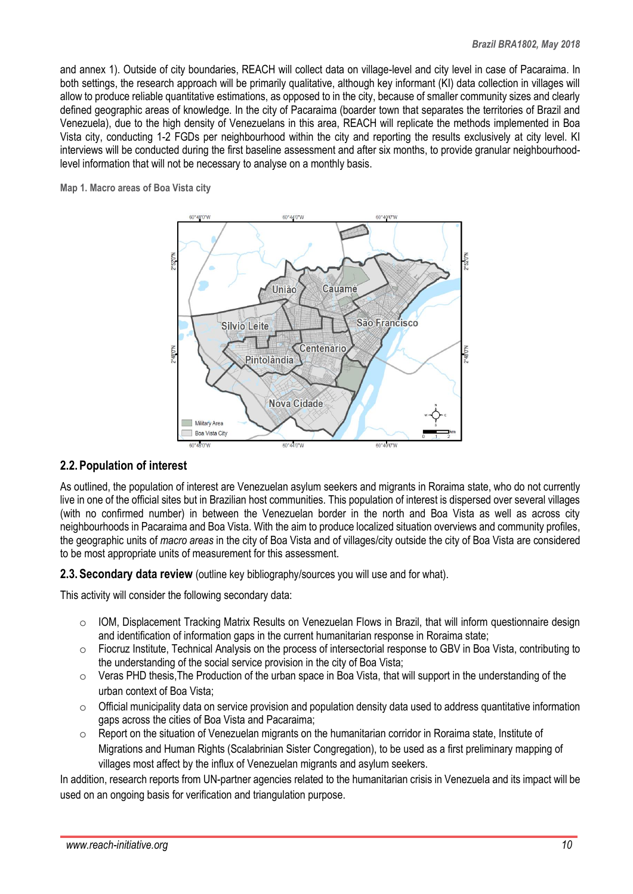and annex 1). Outside of city boundaries, REACH will collect data on village-level and city level in case of Pacaraima. In both settings, the research approach will be primarily qualitative, although key informant (KI) data collection in villages will allow to produce reliable quantitative estimations, as opposed to in the city, because of smaller community sizes and clearly defined geographic areas of knowledge. In the city of Pacaraima (boarder town that separates the territories of Brazil and Venezuela), due to the high density of Venezuelans in this area, REACH will replicate the methods implemented in Boa Vista city, conducting 1-2 FGDs per neighbourhood within the city and reporting the results exclusively at city level. KI interviews will be conducted during the first baseline assessment and after six months, to provide granular neighbourhood-level information that will not be necessary to analyse on a monthly basis.

**Map 1. Macro areas of Boa Vista city**

## 2.2. Population of interest

As outlined, the population of interest are Venezuelan asylum seekers and migrants in Roraima state, who do not currently live in one of the official sites but in Brazilian host communities. This population of interest is dispersed over several villages (with no confirmed number) in between the Venezuelan border in the north and Boa Vista as well as across city neighbourhoods in Pacaraima and Boa Vista. With the aim to produce localized situation overviews and community profiles, the geographic units of *macro areas* in the city of Boa Vista and of villages/city outside the city of Boa Vista are considered to be most appropriate units of measurement for this assessment.

## 2.3. Secondary data review (outline key bibliography/sources you will use and for what).

This activity will consider the following secondary data:

- IOM, Displacement Tracking Matrix Results on Venezuelan Flows in Brazil, that will inform questionnaire design and identification of information gaps in the current humanitarian response in Roraima state;
- Fiocruz Institute, Technical Analysis on the process of intersectorial response to GBV in Boa Vista, contributing to the understanding of the social service provision in the city of Boa Vista;
- Veras PHD thesis,The Production of the urban space in Boa Vista, that will support in the understanding of the urban context of Boa Vista;
- Official municipality data on service provision and population density data used to address quantitative information gaps across the cities of Boa Vista and Pacaraima;
- Report on the situation of Venezuelan migrants on the humanitarian corridor in Roraima state, Institute of Migrations and Human Rights (Scalabrinian Sister Congregation), to be used as a first preliminary mapping of villages most affect by the influx of Venezuelan migrants and asylum seekers.

In addition, research reports from UN-partner agencies related to the humanitarian crisis in Venezuela and its impact will be used on an ongoing basis for verification and triangulation purpose.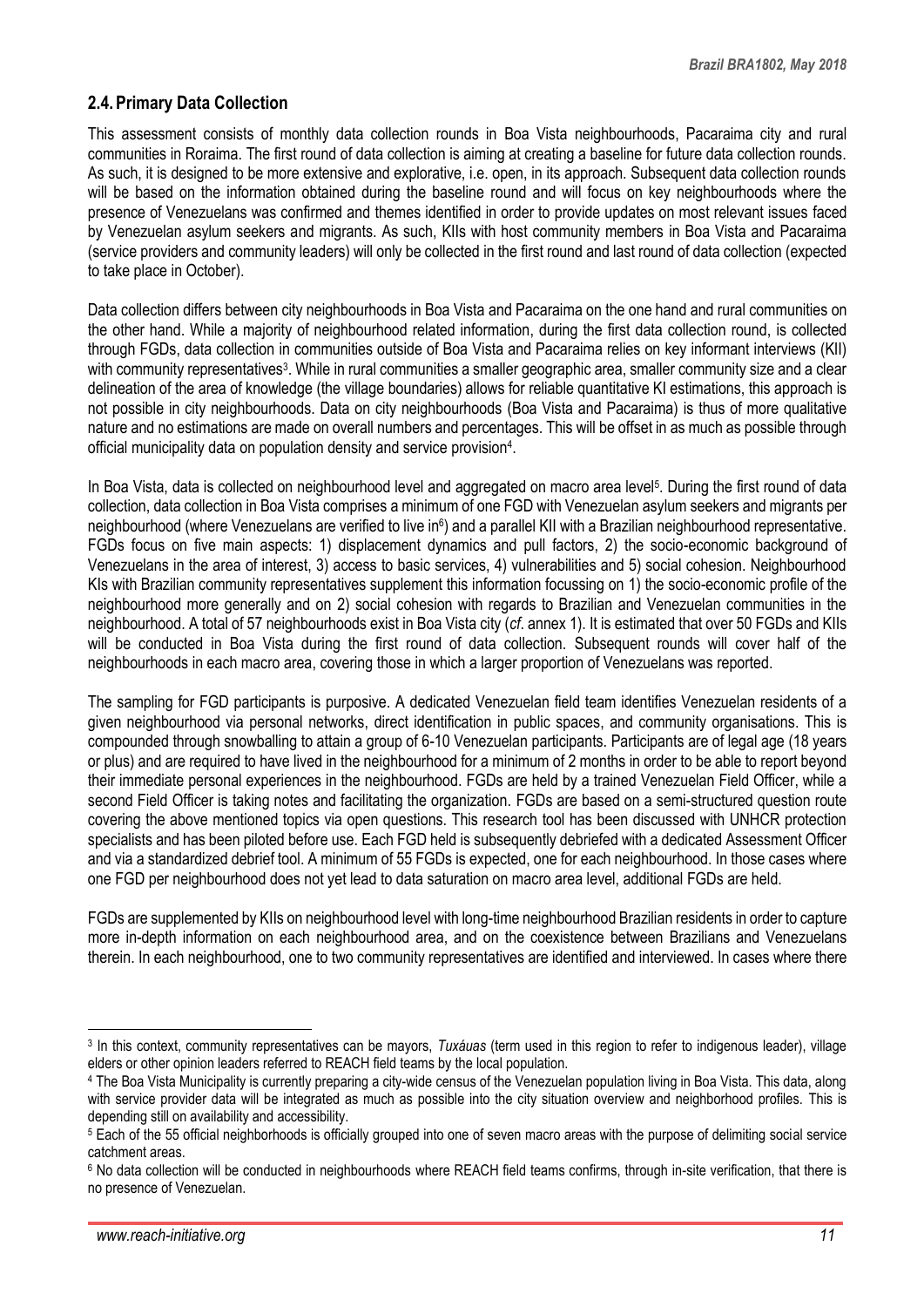## 2.4. Primary Data Collection

This assessment consists of monthly data collection rounds in Boa Vista neighbourhoods, Pacaraima city and rural communities in Roraima. The first round of data collection is aiming at creating a baseline for future data collection rounds. As such, it is designed to be more extensive and explorative, i.e. open, in its approach. Subsequent data collection rounds will be based on the information obtained during the baseline round and will focus on key neighbourhoods where the presence of Venezuelans was confirmed and themes identified in order to provide updates on most relevant issues faced by Venezuelan asylum seekers and migrants. As such, KIIs with host community members in Boa Vista and Pacaraima (service providers and community leaders) will only be collected in the first round and last round of data collection (expected to take place in October).

Data collection differs between city neighbourhoods in Boa Vista and Pacaraima on the one hand and rural communities on the other hand. While a majority of neighbourhood related information, during the first data collection round, is collected through FGDs, data collection in communities outside of Boa Vista and Pacaraima relies on key informant interviews (KII) with community representatives[3]. While in rural communities a smaller geographic area, smaller community size and a clear delineation of the area of knowledge (the village boundaries) allows for reliable quantitative KI estimations, this approach is not possible in city neighbourhoods. Data on city neighbourhoods (Boa Vista and Pacaraima) is thus of more qualitative nature and no estimations are made on overall numbers and percentages. This will be offset in as much as possible through official municipality data on population density and service provision[4].

In Boa Vista, data is collected on neighbourhood level and aggregated on macro area level[5]. During the first round of data collection, data collection in Boa Vista comprises a minimum of one FGD with Venezuelan asylum seekers and migrants per neighbourhood (where Venezuelans are verified to live in[6]) and a parallel KII with a Brazilian neighbourhood representative. FGDs focus on five main aspects: 1) displacement dynamics and pull factors, 2) the socio-economic background of Venezuelans in the area of interest, 3) access to basic services, 4) vulnerabilities and 5) social cohesion. Neighbourhood KIs with Brazilian community representatives supplement this information focussing on 1) the socio-economic profile of the neighbourhood more generally and on 2) social cohesion with regards to Brazilian and Venezuelan communities in the neighbourhood. A total of 57 neighbourhoods exist in Boa Vista city (*cf*. annex 1). It is estimated that over 50 FGDs and KIIs will be conducted in Boa Vista during the first round of data collection. Subsequent rounds will cover half of the neighbourhoods in each macro area, covering those in which a larger proportion of Venezuelans was reported.

The sampling for FGD participants is purposive. A dedicated Venezuelan field team identifies Venezuelan residents of a given neighbourhood via personal networks, direct identification in public spaces, and community organisations. This is compounded through snowballing to attain a group of 6-10 Venezuelan participants. Participants are of legal age (18 years or plus) and are required to have lived in the neighbourhood for a minimum of 2 months in order to be able to report beyond their immediate personal experiences in the neighbourhood. FGDs are held by a trained Venezuelan Field Officer, while a second Field Officer is taking notes and facilitating the organization. FGDs are based on a semi-structured question route covering the above mentioned topics via open questions. This research tool has been discussed with UNHCR protection specialists and has been piloted before use. Each FGD held is subsequently debriefed with a dedicated Assessment Officer and via a standardized debrief tool. A minimum of 55 FGDs is expected, one for each neighbourhood. In those cases where one FGD per neighbourhood does not yet lead to data saturation on macro area level, additional FGDs are held.

FGDs are supplemented by KIIs on neighbourhood level with long-time neighbourhood Brazilian residents in order to capture more in-depth information on each neighbourhood area, and on the coexistence between Brazilians and Venezuelans therein. In each neighbourhood, one to two community representatives are identified and interviewed. In cases where there

---

[3] In this context, community representatives can be mayors, *Tuxáuas* (term used in this region to refer to indigenous leader), village elders or other opinion leaders referred to REACH field teams by the local population.

[4] The Boa Vista Municipality is currently preparing a city-wide census of the Venezuelan population living in Boa Vista. This data, along with service provider data will be integrated as much as possible into the city situation overview and neighborhood profiles. This is depending still on availability and accessibility.

[5] Each of the 55 official neighborhoods is officially grouped into one of seven macro areas with the purpose of delimiting social service catchment areas.

[6] No data collection will be conducted in neighbourhoods where REACH field teams confirms, through in-site verification, that there is no presence of Venezuelan.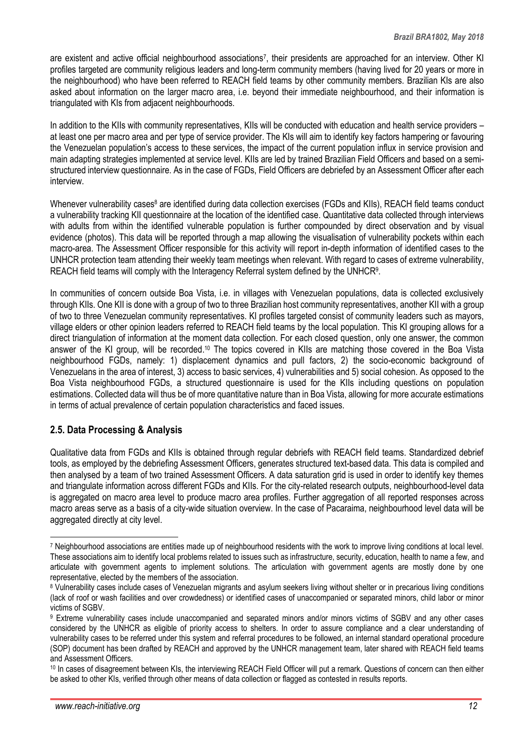are existent and active official neighbourhood associations[7], their presidents are approached for an interview. Other KI profiles targeted are community religious leaders and long-term community members (having lived for 20 years or more in the neighbourhood) who have been referred to REACH field teams by other community members. Brazilian KIs are also asked about information on the larger macro area, i.e. beyond their immediate neighbourhood, and their information is triangulated with KIs from adjacent neighbourhoods.

In addition to the KIIs with community representatives, KIIs will be conducted with education and health service providers – at least one per macro area and per type of service provider. The KIs will aim to identify key factors hampering or favouring the Venezuelan population's access to these services, the impact of the current population influx in service provision and main adapting strategies implemented at service level. KIIs are led by trained Brazilian Field Officers and based on a semi-structured interview questionnaire. As in the case of FGDs, Field Officers are debriefed by an Assessment Officer after each interview.

Whenever vulnerability cases[8] are identified during data collection exercises (FGDs and KIIs), REACH field teams conduct a vulnerability tracking KII questionnaire at the location of the identified case. Quantitative data collected through interviews with adults from within the identified vulnerable population is further compounded by direct observation and by visual evidence (photos). This data will be reported through a map allowing the visualisation of vulnerability pockets within each macro-area. The Assessment Officer responsible for this activity will report in-depth information of identified cases to the UNHCR protection team attending their weekly team meetings when relevant. With regard to cases of extreme vulnerability, REACH field teams will comply with the Interagency Referral system defined by the UNHCR[9].

In communities of concern outside Boa Vista, i.e. in villages with Venezuelan populations, data is collected exclusively through KIIs. One KII is done with a group of two to three Brazilian host community representatives, another KII with a group of two to three Venezuelan community representatives. KI profiles targeted consist of community leaders such as mayors, village elders or other opinion leaders referred to REACH field teams by the local population. This KI grouping allows for a direct triangulation of information at the moment data collection. For each closed question, only one answer, the common answer of the KI group, will be recorded.[10] The topics covered in KIIs are matching those covered in the Boa Vista neighbourhood FGDs, namely: 1) displacement dynamics and pull factors, 2) the socio-economic background of Venezuelans in the area of interest, 3) access to basic services, 4) vulnerabilities and 5) social cohesion. As opposed to the Boa Vista neighbourhood FGDs, a structured questionnaire is used for the KIIs including questions on population estimations. Collected data will thus be of more quantitative nature than in Boa Vista, allowing for more accurate estimations in terms of actual prevalence of certain population characteristics and faced issues.

## 2.5. Data Processing & Analysis

Qualitative data from FGDs and KIIs is obtained through regular debriefs with REACH field teams. Standardized debrief tools, as employed by the debriefing Assessment Officers, generates structured text-based data. This data is compiled and then analysed by a team of two trained Assessment Officers. A data saturation grid is used in order to identify key themes and triangulate information across different FGDs and KIIs. For the city-related research outputs, neighbourhood-level data is aggregated on macro area level to produce macro area profiles. Further aggregation of all reported responses across macro areas serve as a basis of a city-wide situation overview. In the case of Pacaraima, neighbourhood level data will be aggregated directly at city level.

---

[7] Neighbourhood associations are entities made up of neighbourhood residents with the work to improve living conditions at local level. These associations aim to identify local problems related to issues such as infrastructure, security, education, health to name a few, and articulate with government agents to implement solutions. The articulation with government agents are mostly done by one representative, elected by the members of the association.

[8] Vulnerability cases include cases of Venezuelan migrants and asylum seekers living without shelter or in precarious living conditions (lack of roof or wash facilities and over crowdedness) or identified cases of unaccompanied or separated minors, child labor or minor victims of SGBV.

[9] Extreme vulnerability cases include unaccompanied and separated minors and/or minors victims of SGBV and any other cases considered by the UNHCR as eligible of priority access to shelters. In order to assure compliance and a clear understanding of vulnerability cases to be referred under this system and referral procedures to be followed, an internal standard operational procedure (SOP) document has been drafted by REACH and approved by the UNHCR management team, later shared with REACH field teams and Assessment Officers.

[10] In cases of disagreement between KIs, the interviewing REACH Field Officer will put a remark. Questions of concern can then either be asked to other KIs, verified through other means of data collection or flagged as contested in results reports.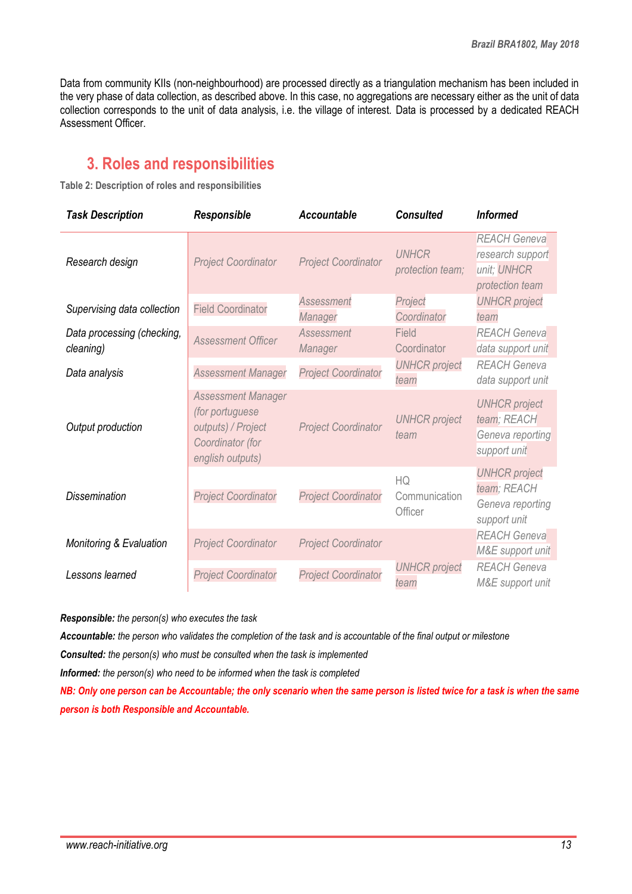Data from community KIIs (non-neighbourhood) are processed directly as a triangulation mechanism has been included in the very phase of data collection, as described above. In this case, no aggregations are necessary either as the unit of data collection corresponds to the unit of data analysis, i.e. the village of interest. Data is processed by a dedicated REACH Assessment Officer.

## 3. Roles and responsibilities

**Table 2: Description of roles and responsibilities**

| *Task Description* | *Responsible* | *Accountable* | *Consulted* | *Informed* |
|---|---|---|---|---|
| *Research design* | *Project Coordinator* | *Project Coordinator* | *UNHCR protection team;* | *REACH Geneva research support unit; UNHCR protection team* |
| *Supervising data collection* | Field Coordinator | *Assessment Manager* | *Project Coordinator* | *UNHCR project team* |
| *Data processing (checking, cleaning)* | *Assessment Officer* | *Assessment Manager* | Field Coordinator | *REACH Geneva data support unit* |
| *Data analysis* | *Assessment Manager* | *Project Coordinator* | *UNHCR project team* | *REACH Geneva data support unit* |
| *Output production* | *Assessment Manager (for portuguese outputs) / Project Coordinator (for english outputs)* | *Project Coordinator* | *UNHCR project team* | *UNHCR project team; REACH Geneva reporting support unit* |
| *Dissemination* | *Project Coordinator* | *Project Coordinator* | HQ Communication Officer | *UNHCR project team; REACH Geneva reporting support unit* |
| *Monitoring & Evaluation* | *Project Coordinator* | *Project Coordinator* | | *REACH Geneva M&E support unit* |
| *Lessons learned* | *Project Coordinator* | *Project Coordinator* | *UNHCR project team* | *REACH Geneva M&E support unit* |

***Responsible:*** *the person(s) who executes the task*

***Accountable:*** *the person who validates the completion of the task and is accountable of the final output or milestone*

***Consulted:*** *the person(s) who must be consulted when the task is implemented*

***Informed:*** *the person(s) who need to be informed when the task is completed*

***NB: Only one person can be Accountable; the only scenario when the same person is listed twice for a task is when the same person is both Responsible and Accountable.***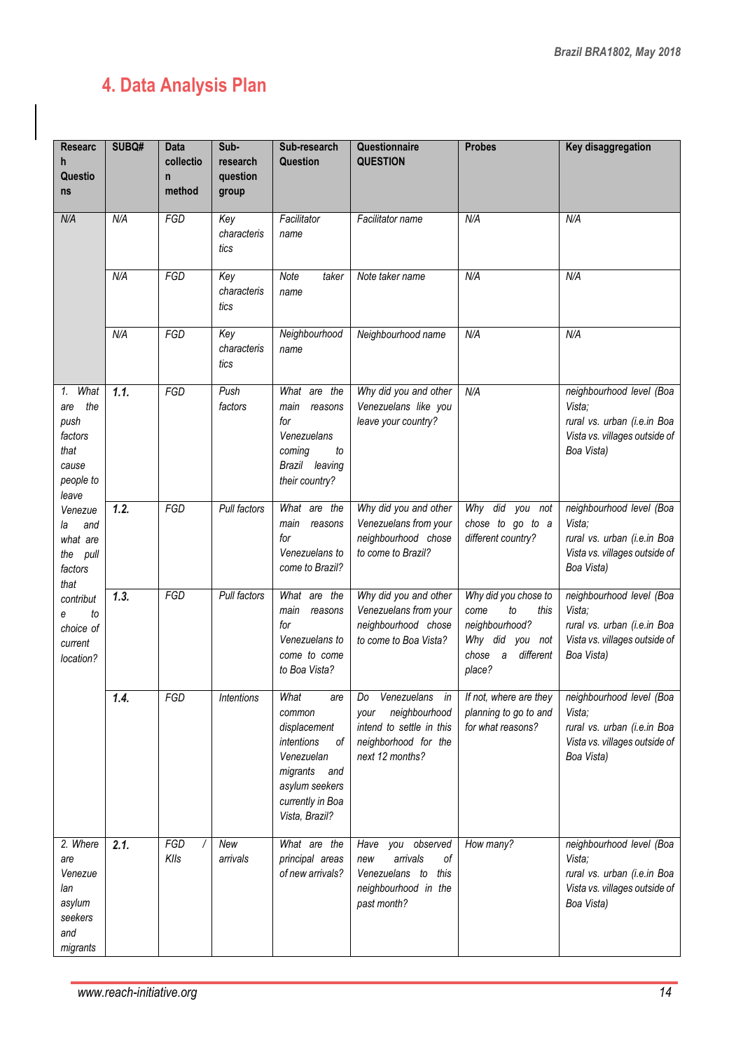# 4. Data Analysis Plan

| Research Questions | SUBQ# | Data collection method | Sub-research question group | Sub-research Question | Questionnaire QUESTION | Probes | Key disaggregation |
|---|---|---|---|---|---|---|---|
| *N/A* | *N/A* | *FGD* | *Key characteristics* | *Facilitator name* | *Facilitator name* | *N/A* | *N/A* |
| | *N/A* | *FGD* | *Key characteristics* | *Note taker name* | *Note taker name* | *N/A* | *N/A* |
| | *N/A* | *FGD* | *Key characteristics* | *Neighbourhood name* | *Neighbourhood name* | *N/A* | *N/A* |
| *1. What are the push factors that cause people to leave Venezuela and what are the pull factors that contribute to choice of current location?* | ***1.1.*** | *FGD* | *Push factors* | *What are the main reasons for Venezuelans coming to Brazil leaving their country?* | *Why did you and other Venezuelans like you leave your country?* | *N/A* | *neighbourhood level (Boa Vista; rural vs. urban (i.e.in Boa Vista vs. villages outside of Boa Vista)* |
| | ***1.2.*** | *FGD* | *Pull factors* | *What are the main reasons for Venezuelans to come to Brazil?* | *Why did you and other Venezuelans from your neighbourhood chose to come to Brazil?* | *Why did you not chose to go to a different country?* | *neighbourhood level (Boa Vista; rural vs. urban (i.e.in Boa Vista vs. villages outside of Boa Vista)* |
| | ***1.3.*** | *FGD* | *Pull factors* | *What are the main reasons for Venezuelans to come to come to Boa Vista?* | *Why did you and other Venezuelans from your neighbourhood chose to come to Boa Vista?* | *Why did you chose to come to this neighbourhood? Why did you not chose a different place?* | *neighbourhood level (Boa Vista; rural vs. urban (i.e.in Boa Vista vs. villages outside of Boa Vista)* |
| | ***1.4.*** | *FGD* | *Intentions* | *What are common displacement intentions of Venezuelan migrants and asylum seekers currently in Boa Vista, Brazil?* | *Do Venezuelans in your neighbourhood intend to settle in this neighborhood for the next 12 months?* | *If not, where are they planning to go to and for what reasons?* | *neighbourhood level (Boa Vista; rural vs. urban (i.e.in Boa Vista vs. villages outside of Boa Vista)* |
| *2. Where are Venezuelan asylum seekers and migrants* | ***2.1.*** | *FGD / KIIs* | *New arrivals* | *What are the principal areas of new arrivals?* | *Have you observed new arrivals of Venezuelans to this neighbourhood in the past month?* | *How many?* | *neighbourhood level (Boa Vista; rural vs. urban (i.e.in Boa Vista vs. villages outside of Boa Vista)* |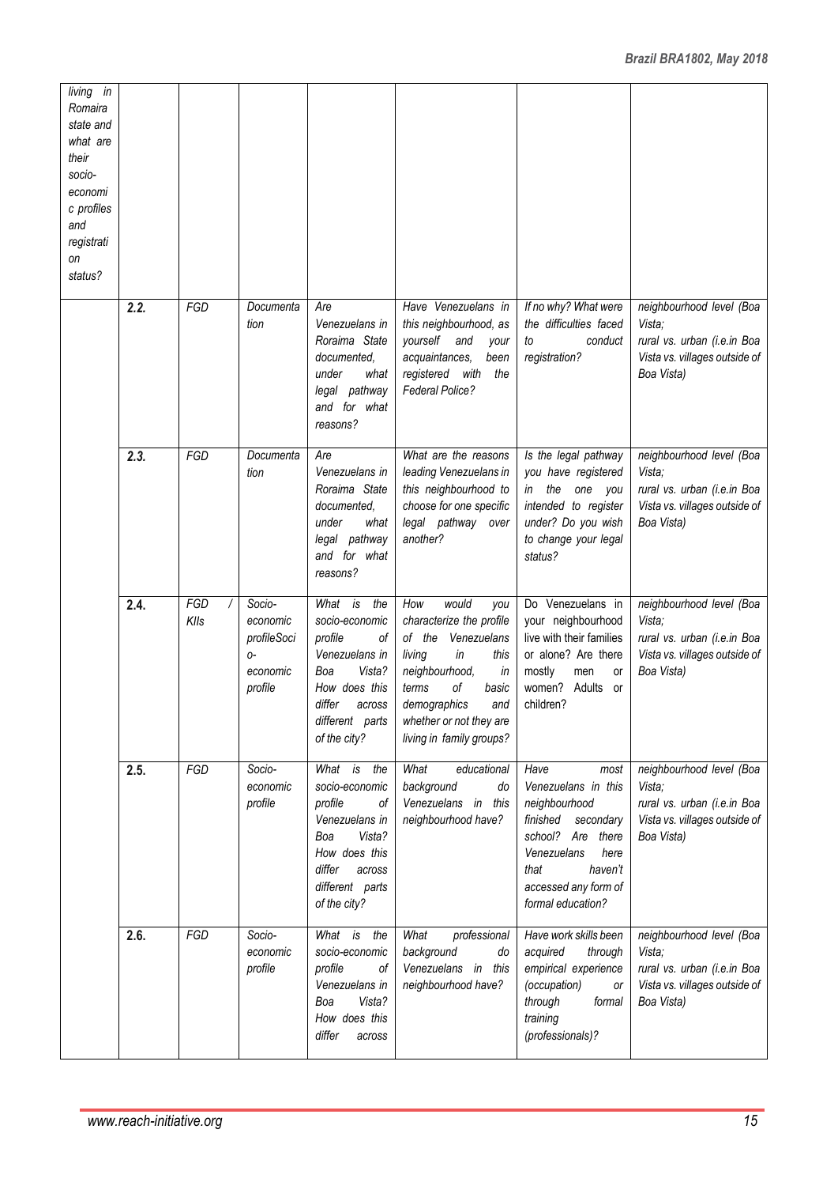| | | | | | | | |
|---|---|---|---|---|---|---|---|
| *living in Romaira state and what are their socio-economic profiles and registration status?* | | | | | | | |
| | **2.2.** | *FGD* | *Documentation* | *Are Venezuelans in Roraima State documented, under what legal pathway and for what reasons?* | *Have Venezuelans in this neighbourhood, as yourself and your acquaintances, been registered with the Federal Police?* | *If no why? What were the difficulties faced to conduct registration?* | *neighbourhood level (Boa Vista; rural vs. urban (i.e.in Boa Vista vs. villages outside of Boa Vista)* |
| | **2.3.** | *FGD* | *Documentation* | *Are Venezuelans in Roraima State documented, under what legal pathway and for what reasons?* | *What are the reasons leading Venezuelans in this neighbourhood to choose for one specific legal pathway over another?* | *Is the legal pathway you have registered in the one you intended to register under? Do you wish to change your legal status?* | *neighbourhood level (Boa Vista; rural vs. urban (i.e.in Boa Vista vs. villages outside of Boa Vista)* |
| | **2.4.** | *FGD / KIIs* | *Socio-economic profileSocio-economic profile* | *What is the socio-economic profile of Venezuelans in Boa Vista? How does this differ across different parts of the city?* | *How would you characterize the profile of the Venezuelans living in this neighbourhood, in terms of basic demographics and whether or not they are living in family groups?* | *Do Venezuelans in your neighbourhood live with their families or alone? Are there mostly men or women? Adults or children?* | *neighbourhood level (Boa Vista; rural vs. urban (i.e.in Boa Vista vs. villages outside of Boa Vista)* |
| | **2.5.** | *FGD* | *Socio-economic profile* | *What is the socio-economic profile of Venezuelans in Boa Vista? How does this differ across different parts of the city?* | *What educational background do Venezuelans in this neighbourhood have?* | *Have most Venezuelans in this neighbourhood finished secondary school? Are there Venezuelans here that haven't accessed any form of formal education?* | *neighbourhood level (Boa Vista; rural vs. urban (i.e.in Boa Vista vs. villages outside of Boa Vista)* |
| | **2.6.** | *FGD* | *Socio-economic profile* | *What is the socio-economic profile of Venezuelans in Boa Vista? How does this differ across* | *What professional background do Venezuelans in this neighbourhood have?* | *Have work skills been acquired through empirical experience (occupation) or through formal training (professionals)?* | *neighbourhood level (Boa Vista; rural vs. urban (i.e.in Boa Vista vs. villages outside of Boa Vista)* |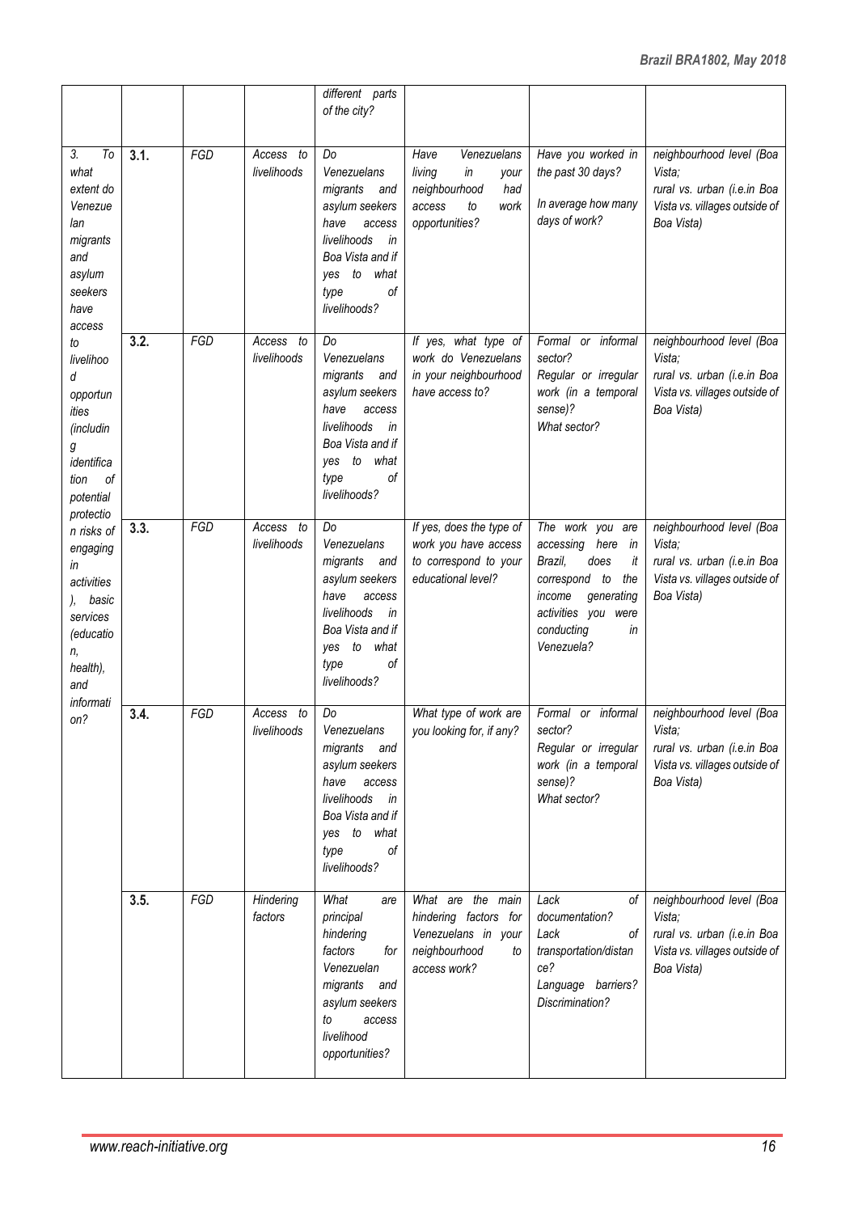| | | | | different parts of the city? | | | |
|---|---|---|---|---|---|---|---|
| *3. To what extent do Venezuelan migrants and asylum seekers have access to livelihood opportunities (including identification of potential protection risks of engaging in activities), basic services (education, health), and information?* | 3.1. | *FGD* | *Access to livelihoods* | *Do Venezuelans migrants and asylum seekers have access livelihoods in Boa Vista and if yes to what type of livelihoods?* | *Have Venezuelans living in your neighbourhood had access to work opportunities?* | *Have you worked in the past 30 days?*<br><br>*In average how many days of work?* | *neighbourhood level (Boa Vista; rural vs. urban (i.e.in Boa Vista vs. villages outside of Boa Vista)* |
| | 3.2. | *FGD* | *Access to livelihoods* | *Do Venezuelans migrants and asylum seekers have access livelihoods in Boa Vista and if yes to what type of livelihoods?* | *If yes, what type of work do Venezuelans in your neighbourhood have access to?* | *Formal or informal sector?*<br>*Regular or irregular work (in a temporal sense)?*<br>*What sector?* | *neighbourhood level (Boa Vista; rural vs. urban (i.e.in Boa Vista vs. villages outside of Boa Vista)* |
| | 3.3. | *FGD* | *Access to livelihoods* | *Do Venezuelans migrants and asylum seekers have access livelihoods in Boa Vista and if yes to what type of livelihoods?* | *If yes, does the type of work you have access to correspond to your educational level?* | *The work you are accessing here in Brazil, does it correspond to the income generating activities you were conducting in Venezuela?* | *neighbourhood level (Boa Vista; rural vs. urban (i.e.in Boa Vista vs. villages outside of Boa Vista)* |
| | 3.4. | *FGD* | *Access to livelihoods* | *Do Venezuelans migrants and asylum seekers have access livelihoods in Boa Vista and if yes to what type of livelihoods?* | *What type of work are you looking for, if any?* | *Formal or informal sector?*<br>*Regular or irregular work (in a temporal sense)?*<br>*What sector?* | *neighbourhood level (Boa Vista; rural vs. urban (i.e.in Boa Vista vs. villages outside of Boa Vista)* |
| | 3.5. | *FGD* | *Hindering factors* | *What are principal hindering factors for Venezuelan migrants and asylum seekers to access livelihood opportunities?* | *What are the main hindering factors for Venezuelans in your neighbourhood to access work?* | *Lack of documentation?*<br>*Lack of transportation/distance?*<br>*Language barriers?*<br>*Discrimination?* | *neighbourhood level (Boa Vista; rural vs. urban (i.e.in Boa Vista vs. villages outside of Boa Vista)* |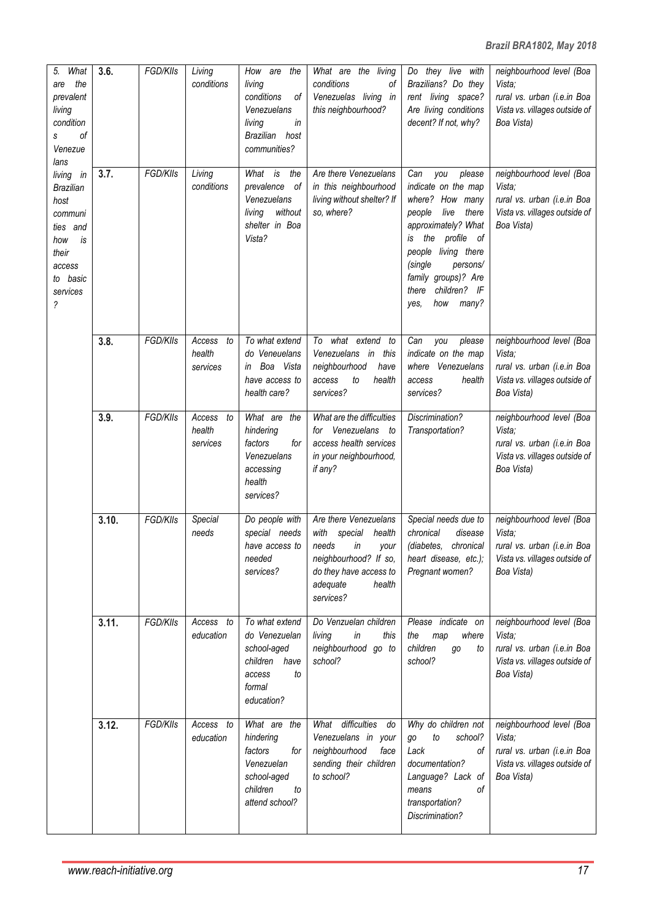| 5. What are the prevalent living conditions of Venezuelans living in Brazilian host communities and how is their access to basic services? | 3.6. | FGD/KIIs | Living conditions | How are the living conditions of Venezuelans living in Brazilian host communities? | What are the living conditions of Venezuelas living in this neighbourhood? | Do they live with Brazilians? Do they rent living space? Are living conditions decent? If not, why? | neighbourhood level (Boa Vista; rural vs. urban (i.e.in Boa Vista vs. villages outside of Boa Vista) |
|---|---|---|---|---|---|---|---|
| | 3.7. | FGD/KIIs | Living conditions | What is the prevalence of Venezuelans living without shelter in Boa Vista? | Are there Venezuelans in this neighbourhood living without shelter? If so, where? | Can you please indicate on the map where? How many people live there approximately? What is the profile of people living there (single persons/ family groups)? Are there children? IF yes, how many? | neighbourhood level (Boa Vista; rural vs. urban (i.e.in Boa Vista vs. villages outside of Boa Vista) |
| | 3.8. | FGD/KIIs | Access to health services | To what extend do Veneuelans in Boa Vista have access to health care? | To what extend to Venezuelans in this neighbourhood have access to health services? | Can you please indicate on the map where Venezuelans access health services? | neighbourhood level (Boa Vista; rural vs. urban (i.e.in Boa Vista vs. villages outside of Boa Vista) |
| | 3.9. | FGD/KIIs | Access to health services | What are the hindering factors for Venezuelans accessing health services? | What are the difficulties for Venezuelans to access health services in your neighbourhood, if any? | Discrimination? Transportation? | neighbourhood level (Boa Vista; rural vs. urban (i.e.in Boa Vista vs. villages outside of Boa Vista) |
| | 3.10. | FGD/KIIs | Special needs | Do people with special needs have access to needed services? | Are there Venezuelans with special health needs in your neighbourhood? If so, do they have access to adequate health services? | Special needs due to chronical disease (diabetes, chronical heart disease, etc.); Pregnant women? | neighbourhood level (Boa Vista; rural vs. urban (i.e.in Boa Vista vs. villages outside of Boa Vista) |
| | 3.11. | FGD/KIIs | Access to education | To what extend do Venezuelan school-aged children have access to formal education? | Do Venzuelan children living in this neighbourhood go to school? | Please indicate on the map where children go to school? | neighbourhood level (Boa Vista; rural vs. urban (i.e.in Boa Vista vs. villages outside of Boa Vista) |
| | 3.12. | FGD/KIIs | Access to education | What are the hindering factors for Venezuelan school-aged children to attend school? | What difficulties do Venezuelans in your neighbourhood face sending their children to school? | Why do children not go to school? Lack of documentation? Language? Lack of means of transportation? Discrimination? | neighbourhood level (Boa Vista; rural vs. urban (i.e.in Boa Vista vs. villages outside of Boa Vista) |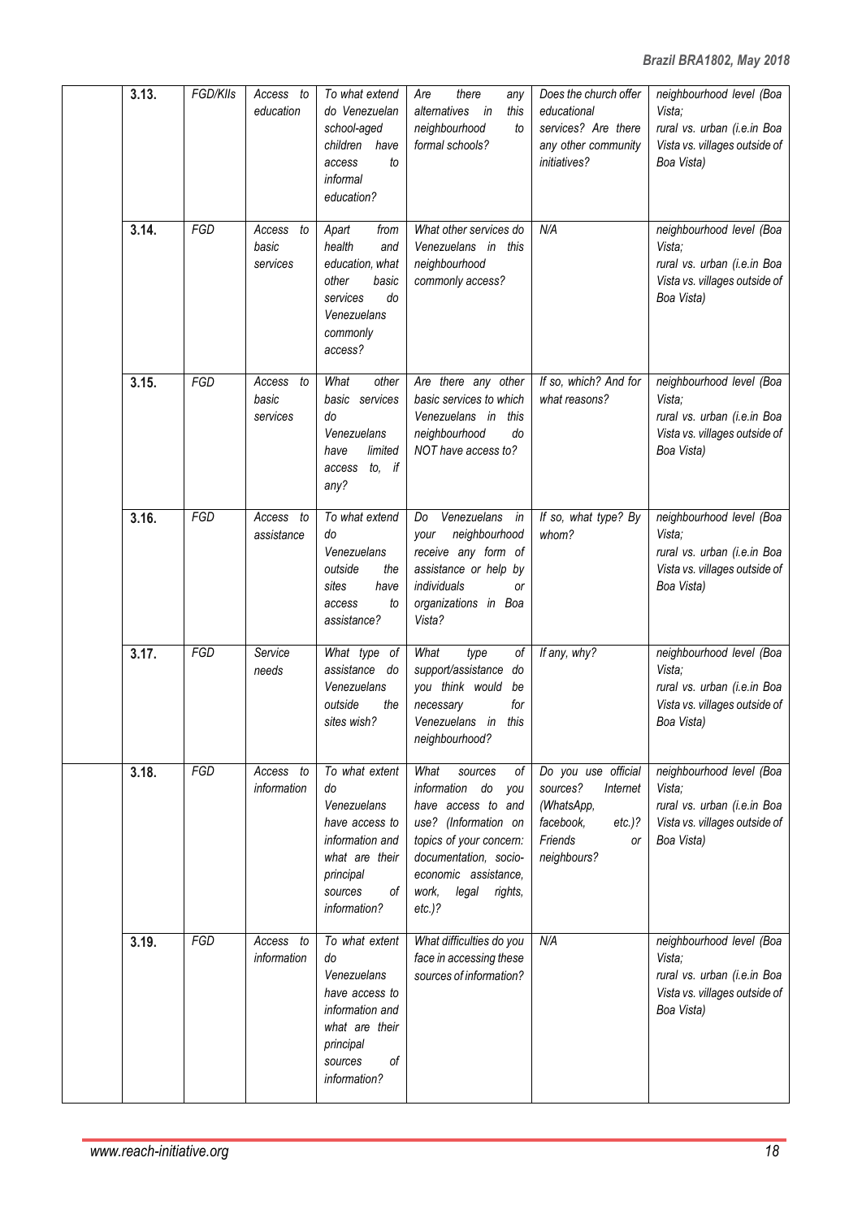| | | | | | | |
|---|---|---|---|---|---|---|
| 3.13. | FGD/KIIs | Access to education | To what extend do Venezuelan school-aged children have access to informal education? | Are there any alternatives in this neighbourhood to formal schools? | Does the church offer educational services? Are there any other community initiatives? | neighbourhood level (Boa Vista; rural vs. urban (i.e.in Boa Vista vs. villages outside of Boa Vista) |
| 3.14. | FGD | Access to basic services | Apart from health and education, what other basic services do Venezuelans commonly access? | What other services do Venezuelans in this neighbourhood commonly access? | N/A | neighbourhood level (Boa Vista; rural vs. urban (i.e.in Boa Vista vs. villages outside of Boa Vista) |
| 3.15. | FGD | Access to basic services | What other basic services do Venezuelans have limited access to, if any? | Are there any other basic services to which Venezuelans in this neighbourhood do NOT have access to? | If so, which? And for what reasons? | neighbourhood level (Boa Vista; rural vs. urban (i.e.in Boa Vista vs. villages outside of Boa Vista) |
| 3.16. | FGD | Access to assistance | To what extend do Venezuelans outside the sites have access to assistance? | Do Venezuelans in your neighbourhood receive any form of assistance or help by individuals or organizations in Boa Vista? | If so, what type? By whom? | neighbourhood level (Boa Vista; rural vs. urban (i.e.in Boa Vista vs. villages outside of Boa Vista) |
| 3.17. | FGD | Service needs | What type of assistance do Venezuelans outside the sites wish? | What type of support/assistance do you think would be necessary for Venezuelans in this neighbourhood? | If any, why? | neighbourhood level (Boa Vista; rural vs. urban (i.e.in Boa Vista vs. villages outside of Boa Vista) |
| 3.18. | FGD | Access to information | To what extent do Venezuelans have access to information and what are their principal sources of information? | What sources of information do you have access to and use? (Information on topics of your concern: documentation, socio-economic assistance, work, legal rights, etc.)? | Do you use official sources? Internet (WhatsApp, facebook, etc.)? Friends or neighbours? | neighbourhood level (Boa Vista; rural vs. urban (i.e.in Boa Vista vs. villages outside of Boa Vista) |
| 3.19. | FGD | Access to information | To what extent do Venezuelans have access to information and what are their principal sources of information? | What difficulties do you face in accessing these sources of information? | N/A | neighbourhood level (Boa Vista; rural vs. urban (i.e.in Boa Vista vs. villages outside of Boa Vista) |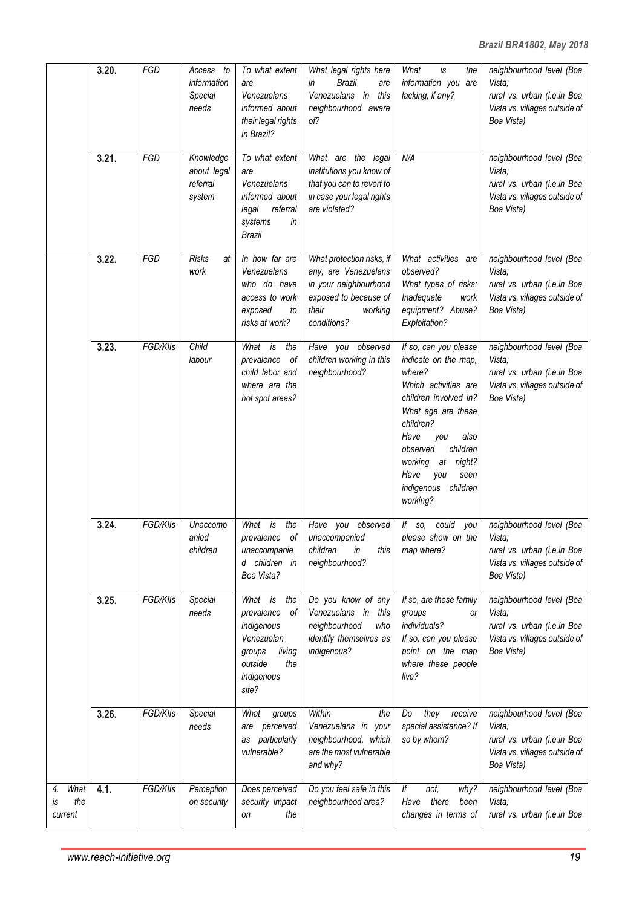| | | | | | | | |
|---|---|---|---|---|---|---|---|
| | **3.20.** | *FGD* | *Access to information Special needs* | *To what extent are Venezuelans informed about their legal rights in Brazil?* | *What legal rights here in Brazil are Venezuelans in this neighbourhood aware of?* | *What is the information you are lacking, if any?* | *neighbourhood level (Boa Vista; rural vs. urban (i.e.in Boa Vista vs. villages outside of Boa Vista)* |
| | **3.21.** | *FGD* | *Knowledge about legal referral system* | *To what extent are Venezuelans informed about legal referral systems in Brazil* | *What are the legal institutions you know of that you can to revert to in case your legal rights are violated?* | *N/A* | *neighbourhood level (Boa Vista; rural vs. urban (i.e.in Boa Vista vs. villages outside of Boa Vista)* |
| | **3.22.** | *FGD* | *Risks at work* | *In how far are Venezuelans who do have access to work exposed to risks at work?* | *What protection risks, if any, are Venezuelans in your neighbourhood exposed to because of their working conditions?* | *What activities are observed? What types of risks: Inadequate work equipment? Abuse? Exploitation?* | *neighbourhood level (Boa Vista; rural vs. urban (i.e.in Boa Vista vs. villages outside of Boa Vista)* |
| | **3.23.** | *FGD/KIIs* | *Child labour* | *What is the prevalence of child labor and where are the hot spot areas?* | *Have you observed children working in this neighbourhood?* | *If so, can you please indicate on the map, where? Which activities are children involved in? What age are these children? Have you also observed children working at night? Have you seen indigenous children working?* | *neighbourhood level (Boa Vista; rural vs. urban (i.e.in Boa Vista vs. villages outside of Boa Vista)* |
| | **3.24.** | *FGD/KIIs* | *Unaccompanied children* | *What is the prevalence of unaccompanied children in Boa Vista?* | *Have you observed unaccompanied children in this neighbourhood?* | *If so, could you please show on the map where?* | *neighbourhood level (Boa Vista; rural vs. urban (i.e.in Boa Vista vs. villages outside of Boa Vista)* |
| | **3.25.** | *FGD/KIIs* | *Special needs* | *What is the prevalence of indigenous Venezuelan groups living outside the indigenous site?* | *Do you know of any Venezuelans in this neighbourhood who identify themselves as indigenous?* | *If so, are these family groups or individuals? If so, can you please point on the map where these people live?* | *neighbourhood level (Boa Vista; rural vs. urban (i.e.in Boa Vista vs. villages outside of Boa Vista)* |
| | **3.26.** | *FGD/KIIs* | *Special needs* | *What groups are perceived as particularly vulnerable?* | *Within the Venezuelans in your neighbourhood, which are the most vulnerable and why?* | *Do they receive special assistance? If so by whom?* | *neighbourhood level (Boa Vista; rural vs. urban (i.e.in Boa Vista vs. villages outside of Boa Vista)* |
| *4. What is the current* | **4.1.** | *FGD/KIIs* | *Perception on security* | *Does perceived security impact on the* | *Do you feel safe in this neighbourhood area?* | *If not, why? Have there been changes in terms of* | *neighbourhood level (Boa Vista; rural vs. urban (i.e.in Boa* |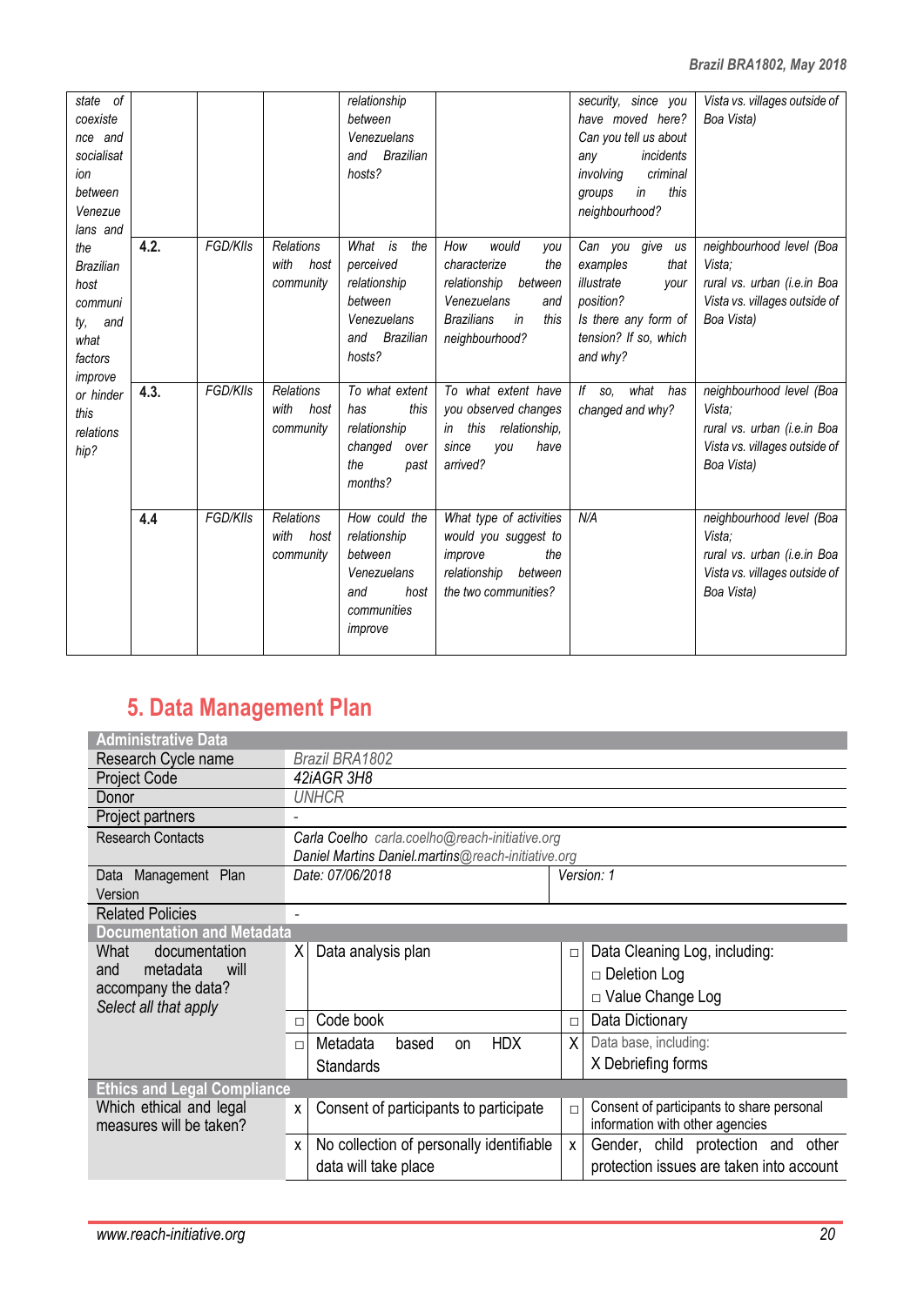| | | | | | | | |
|---|---|---|---|---|---|---|---|
| *state of coexistence and socialisation between Venezuelans and the Brazilian host community, and what factors improve or hinder this relationship?* | | | | *relationship between Venezuelans and Brazilian hosts?* | | *security, since you have moved here? Can you tell us about any incidents involving criminal groups in this neighbourhood?* | *Vista vs. villages outside of Boa Vista)* |
| | **4.2.** | *FGD/KIIs* | *Relations with host community* | *What is the perceived relationship between Venezuelans and Brazilian hosts?* | *How would you characterize the relationship between Venezuelans and Brazilians in this neighbourhood?* | *Can you give us examples that illustrate your position? Is there any form of tension? If so, which and why?* | *neighbourhood level (Boa Vista; rural vs. urban (i.e.in Boa Vista vs. villages outside of Boa Vista)* |
| | **4.3.** | *FGD/KIIs* | *Relations with host community* | *To what extent has this relationship changed over the past months?* | *To what extent have you observed changes in this relationship, since you have arrived?* | *If so, what has changed and why?* | *neighbourhood level (Boa Vista; rural vs. urban (i.e.in Boa Vista vs. villages outside of Boa Vista)* |
| | **4.4** | *FGD/KIIs* | *Relations with host community* | *How could the relationship between Venezuelans and host communities improve* | *What type of activities would you suggest to improve the relationship between the two communities?* | *N/A* | *neighbourhood level (Boa Vista; rural vs. urban (i.e.in Boa Vista vs. villages outside of Boa Vista)* |

## 5. Data Management Plan

| **Administrative Data** | | | | |
|---|---|---|---|---|
| Research Cycle name | *Brazil BRA1802* | | | |
| Project Code | *42iAGR 3H8* | | | |
| Donor | *UNHCR* | | | |
| Project partners | - | | | |
| Research Contacts | *Carla Coelho carla.coelho@reach-initiative.org*<br>*Daniel Martins Daniel.martins@reach-initiative.org* | | | |
| Data Management Plan Version | *Date: 07/06/2018* | | *Version: 1* | |
| Related Policies | - | | | |
| **Documentation and Metadata** | | | | |
| What documentation and metadata will accompany the data?<br>*Select all that apply* | X | Data analysis plan | □ | Data Cleaning Log, including:<br>□ Deletion Log<br>□ Value Change Log |
| | □ | Code book | □ | Data Dictionary |
| | □ | Metadata based on HDX Standards | X | Data base, including:<br>X Debriefing forms |
| **Ethics and Legal Compliance** | | | | |
| Which ethical and legal measures will be taken? | x | Consent of participants to participate | □ | Consent of participants to share personal information with other agencies |
| | x | No collection of personally identifiable data will take place | x | Gender, child protection and other protection issues are taken into account |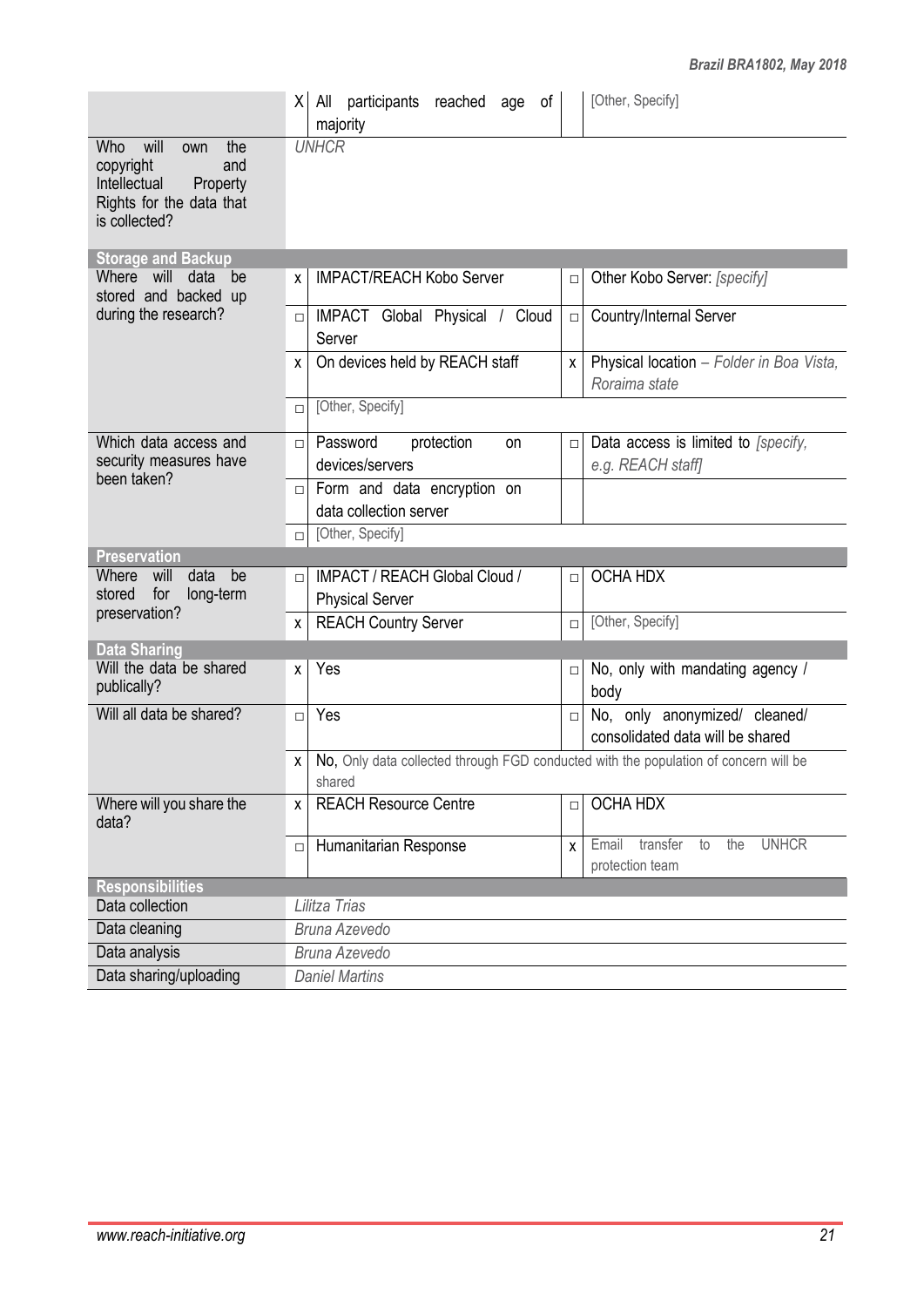| | | | | |
|---|---|---|---|---|
| | X | All participants reached age of majority | | [Other, Specify] |
| Who will own the copyright and Intellectual Property Rights for the data that is collected? | *UNHCR* | | | |
| **Storage and Backup** | | | | |
| Where will data be stored and backed up during the research? | x | IMPACT/REACH Kobo Server | □ | Other Kobo Server: *[specify]* |
| | □ | IMPACT Global Physical / Cloud Server | □ | Country/Internal Server |
| | x | On devices held by REACH staff | x | Physical location – *Folder in Boa Vista, Roraima state* |
| | □ | [Other, Specify] | | |
| Which data access and security measures have been taken? | □ | Password protection on devices/servers | □ | Data access is limited to *[specify, e.g. REACH staff]* |
| | □ | Form and data encryption on data collection server | | |
| | □ | [Other, Specify] | | |
| **Preservation** | | | | |
| Where will data be stored for long-term preservation? | □ | IMPACT / REACH Global Cloud / Physical Server | □ | OCHA HDX |
| | x | REACH Country Server | □ | [Other, Specify] |
| **Data Sharing** | | | | |
| Will the data be shared publically? | x | Yes | □ | No, only with mandating agency / body |
| Will all data be shared? | □ | Yes | □ | No, only anonymized/ cleaned/ consolidated data will be shared |
| | x | No, Only data collected through FGD conducted with the population of concern will be shared | | |
| Where will you share the data? | x | REACH Resource Centre | □ | OCHA HDX |
| | □ | Humanitarian Response | x | Email transfer to the UNHCR protection team |
| **Responsibilities** | | | | |
| Data collection | *Lilitza Trias* | | | |
| Data cleaning | *Bruna Azevedo* | | | |
| Data analysis | *Bruna Azevedo* | | | |
| Data sharing/uploading | *Daniel Martins* | | | |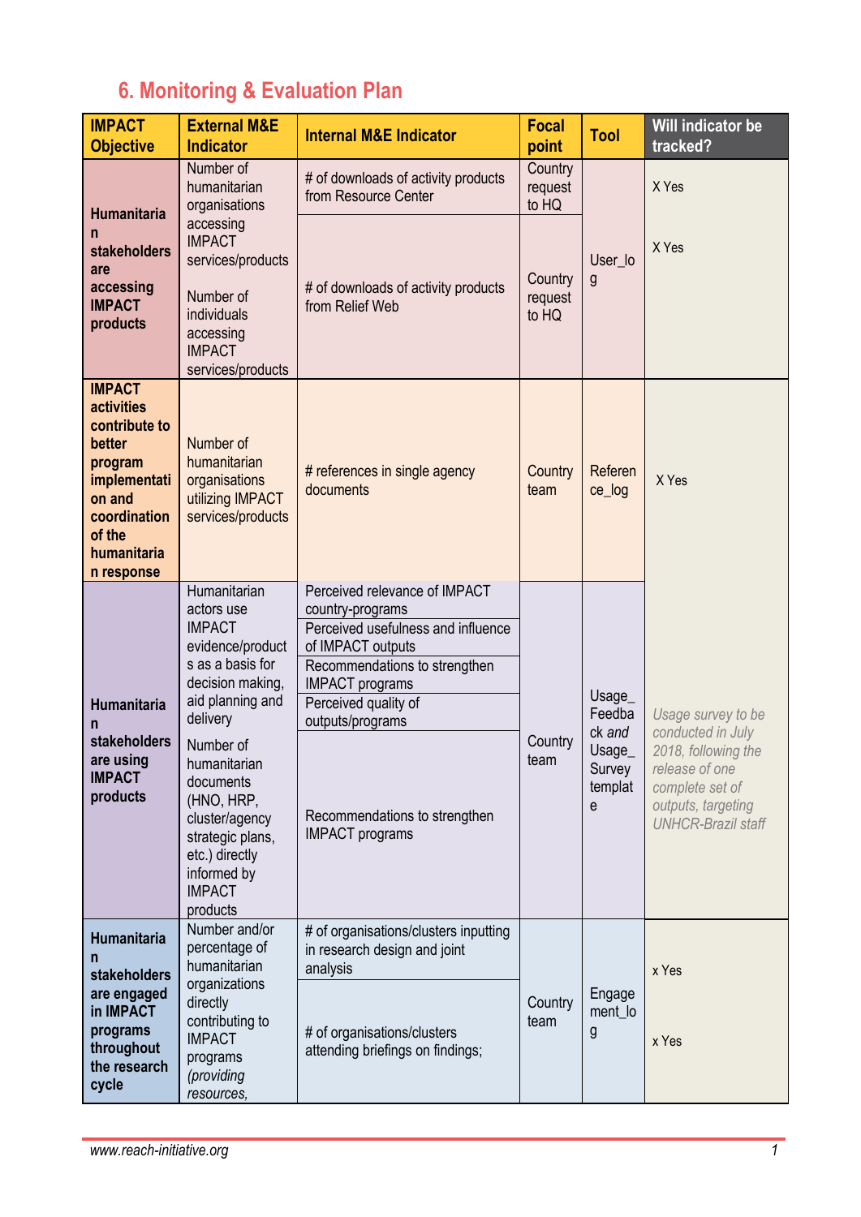## 6. Monitoring & Evaluation Plan

| IMPACT Objective | External M&E Indicator | Internal M&E Indicator | Focal point | Tool | Will indicator be tracked? |
|---|---|---|---|---|---|
| **Humanitarian stakeholders are accessing IMPACT products** | Number of humanitarian organisations accessing IMPACT services/products<br><br>Number of individuals accessing IMPACT services/products | # of downloads of activity products from Resource Center | Country request to HQ | User_log | X Yes |
| | | # of downloads of activity products from Relief Web | Country request to HQ | | X Yes |
| **IMPACT activities contribute to better program implementation and coordination of the humanitarian response** | Number of humanitarian organisations utilizing IMPACT services/products | # references in single agency documents | Country team | Reference_log | X Yes |
| **Humanitarian stakeholders are using IMPACT products** | Humanitarian actors use IMPACT evidence/products as a basis for decision making, aid planning and delivery | Perceived relevance of IMPACT country-programs | Country team | Usage_Feedback *and* Usage_Survey template | *Usage survey to be conducted in July 2018, following the release of one complete set of outputs, targeting UNHCR-Brazil staff* |
| | | Perceived usefulness and influence of IMPACT outputs | | | |
| | | Recommendations to strengthen IMPACT programs | | | |
| | | Perceived quality of outputs/programs | | | |
| | Number of humanitarian documents (HNO, HRP, cluster/agency strategic plans, etc.) directly informed by IMPACT products | Recommendations to strengthen IMPACT programs | | | |
| **Humanitarian stakeholders are engaged in IMPACT programs throughout the research cycle** | Number and/or percentage of humanitarian organizations directly contributing to IMPACT programs *(providing resources,* | # of organisations/clusters inputting in research design and joint analysis | Country team | Engagement_log | x Yes |
| | | # of organisations/clusters attending briefings on findings; | | | x Yes |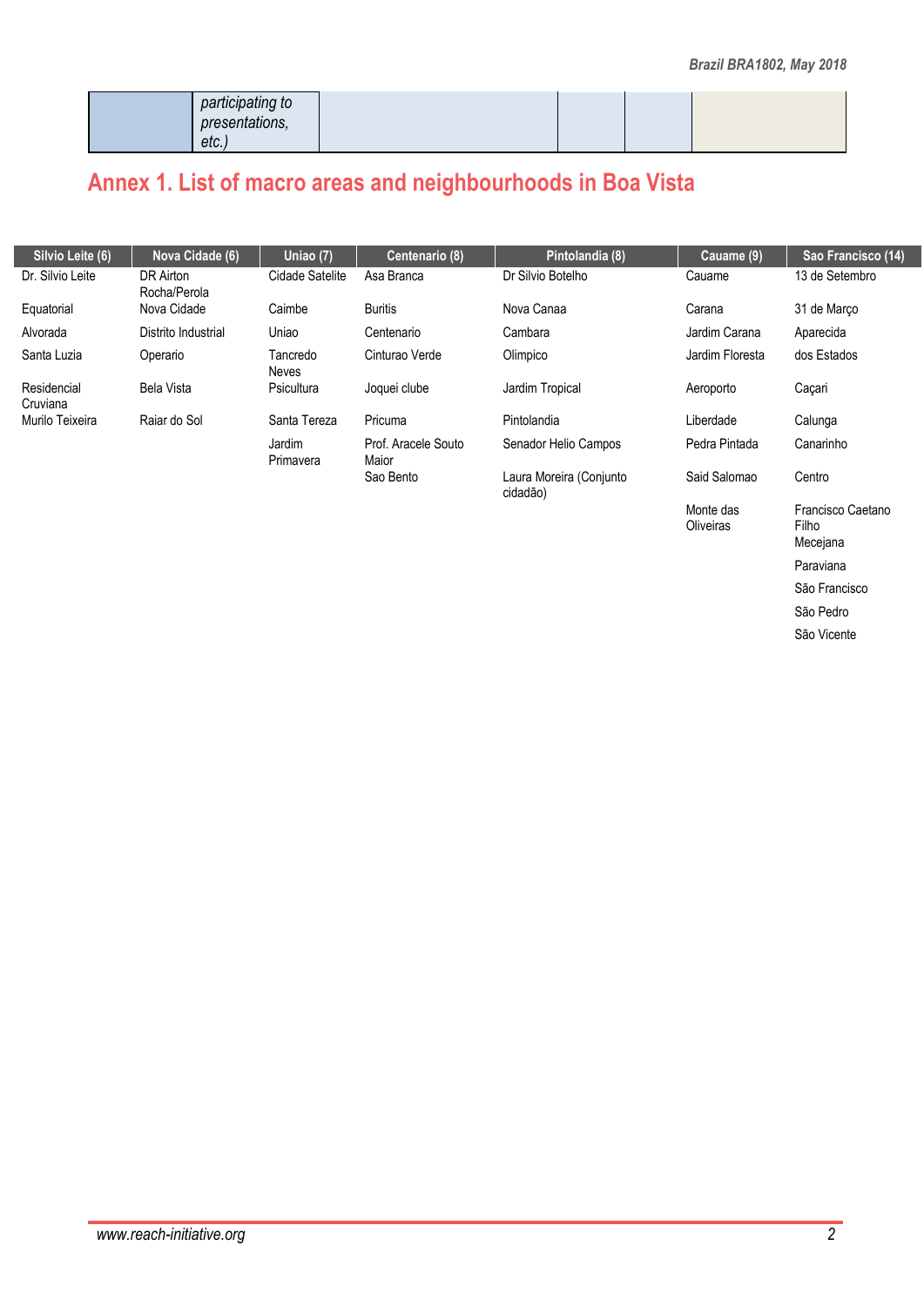| | participating to presentations, etc.) | | | | |
|---|---|---|---|---|---|

## Annex 1. List of macro areas and neighbourhoods in Boa Vista

| Silvio Leite (6) | Nova Cidade (6) | Uniao (7) | Centenario (8) | Pintolandia (8) | Cauame (9) | Sao Francisco (14) |
|---|---|---|---|---|---|---|
| Dr. Silvio Leite | DR Airton Rocha/Perola | Cidade Satelite | Asa Branca | Dr Silvio Botelho | Cauame | 13 de Setembro |
| Equatorial | Nova Cidade | Caimbe | Buritis | Nova Canaa | Carana | 31 de Março |
| Alvorada | Distrito Industrial | Uniao | Centenario | Cambara | Jardim Carana | Aparecida |
| Santa Luzia | Operario | Tancredo Neves | Cinturao Verde | Olimpico | Jardim Floresta | dos Estados |
| Residencial Cruviana | Bela Vista | Psicultura | Joquei clube | Jardim Tropical | Aeroporto | Caçari |
| Murilo Teixeira | Raiar do Sol | Santa Tereza | Pricuma | Pintolandia | Liberdade | Calunga |
| | | Jardim Primavera | Prof. Aracele Souto Maior | Senador Helio Campos | Pedra Pintada | Canarinho |
| | | | Sao Bento | Laura Moreira (Conjunto cidadão) | Said Salomao | Centro |
| | | | | | Monte das Oliveiras | Francisco Caetano Filho |
| | | | | | | Mecejana |
| | | | | | | Paraviana |
| | | | | | | São Francisco |
| | | | | | | São Pedro |
| | | | | | | São Vicente |